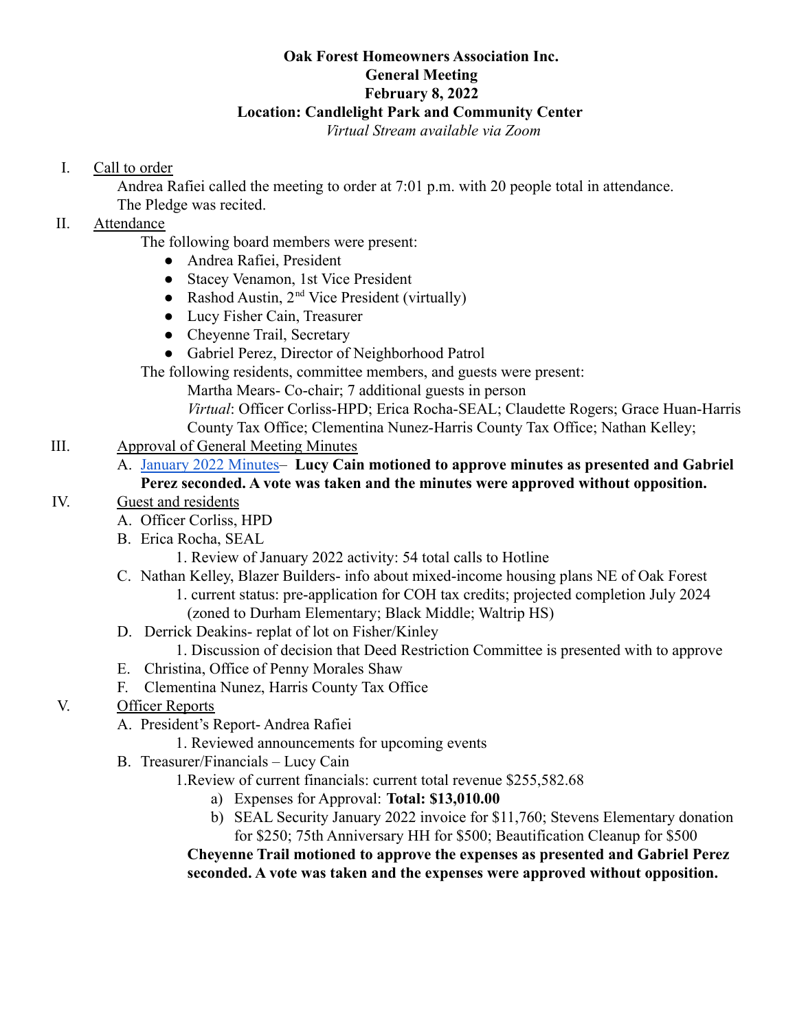**Oak Forest Homeowners Association Inc.**
**General Meeting**
**February 8, 2022**
**Location: Candlelight Park and Community Center**
*Virtual Stream available via Zoom*

I. Call to order

Andrea Rafiei called the meeting to order at 7:01 p.m. with 20 people total in attendance. The Pledge was recited.

II. Attendance

The following board members were present:

- Andrea Rafiei, President
- Stacey Venamon, 1st Vice President
- Rashod Austin, 2nd Vice President (virtually)
- Lucy Fisher Cain, Treasurer
- Cheyenne Trail, Secretary
- Gabriel Perez, Director of Neighborhood Patrol

The following residents, committee members, and guests were present:

Martha Mears- Co-chair; 7 additional guests in person

*Virtual*: Officer Corliss-HPD; Erica Rocha-SEAL; Claudette Rogers; Grace Huan-Harris County Tax Office; Clementina Nunez-Harris County Tax Office; Nathan Kelley;

III. Approval of General Meeting Minutes

A. January 2022 Minutes– **Lucy Cain motioned to approve minutes as presented and Gabriel Perez seconded. A vote was taken and the minutes were approved without opposition.**

IV. Guest and residents

A. Officer Corliss, HPD

B. Erica Rocha, SEAL

1. Review of January 2022 activity: 54 total calls to Hotline

C. Nathan Kelley, Blazer Builders- info about mixed-income housing plans NE of Oak Forest

1. current status: pre-application for COH tax credits; projected completion July 2024 (zoned to Durham Elementary; Black Middle; Waltrip HS)

D. Derrick Deakins- replat of lot on Fisher/Kinley

1. Discussion of decision that Deed Restriction Committee is presented with to approve

E. Christina, Office of Penny Morales Shaw

F. Clementina Nunez, Harris County Tax Office

V. Officer Reports

A. President's Report- Andrea Rafiei

1. Reviewed announcements for upcoming events

B. Treasurer/Financials – Lucy Cain

1.Review of current financials: current total revenue $255,582.68

a) Expenses for Approval: **Total: $13,010.00**

b) SEAL Security January 2022 invoice for $11,760; Stevens Elementary donation for $250; 75th Anniversary HH for $500; Beautification Cleanup for $500

**Cheyenne Trail motioned to approve the expenses as presented and Gabriel Perez seconded. A vote was taken and the expenses were approved without opposition.**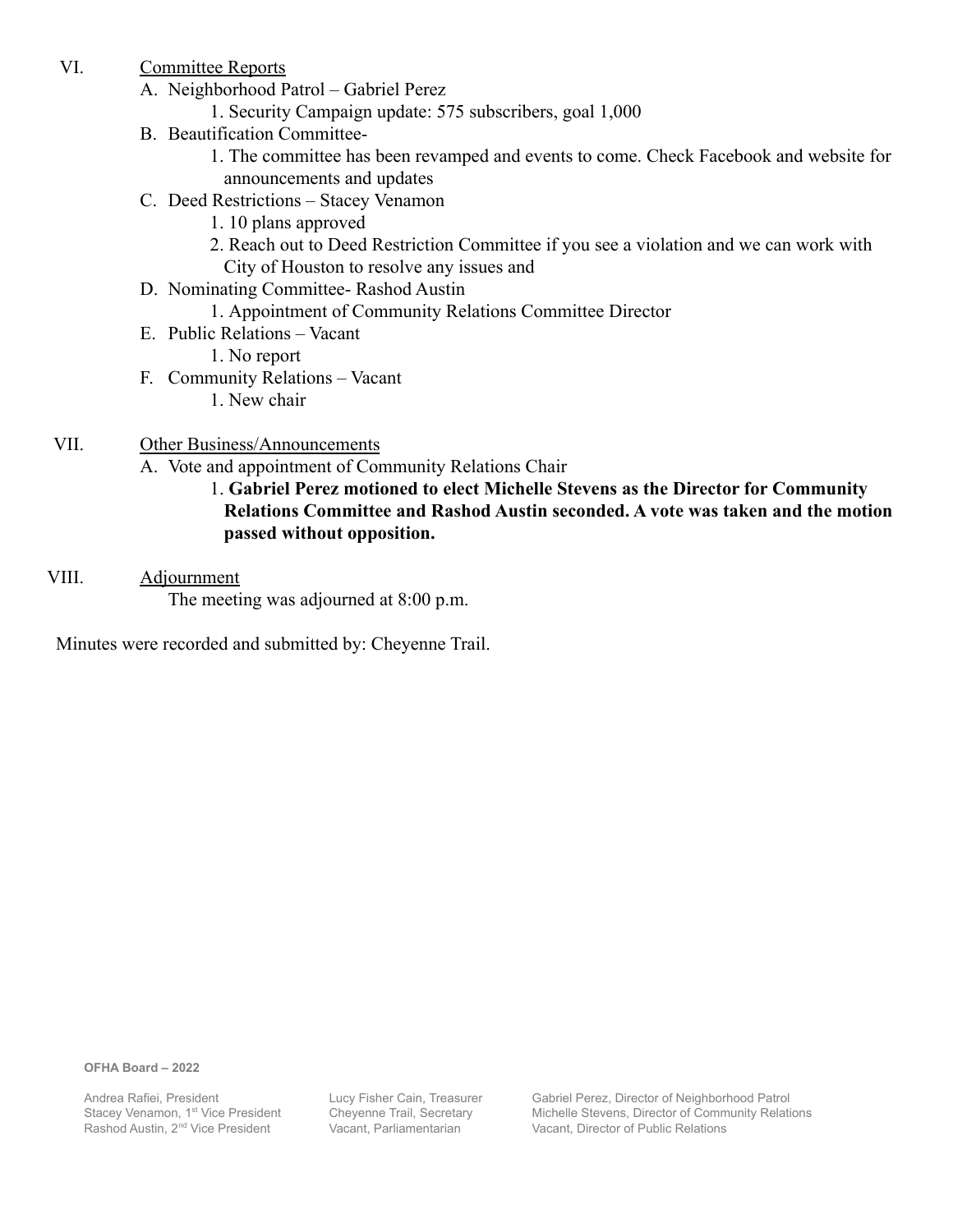VI. Committee Reports

A. Neighborhood Patrol – Gabriel Perez
   1. Security Campaign update: 575 subscribers, goal 1,000

B. Beautification Committee-
   1. The committee has been revamped and events to come. Check Facebook and website for announcements and updates

C. Deed Restrictions – Stacey Venamon
   1. 10 plans approved
   2. Reach out to Deed Restriction Committee if you see a violation and we can work with City of Houston to resolve any issues and

D. Nominating Committee- Rashod Austin
   1. Appointment of Community Relations Committee Director

E. Public Relations – Vacant
   1. No report

F. Community Relations – Vacant
   1. New chair

VII. Other Business/Announcements

A. Vote and appointment of Community Relations Chair
   1. **Gabriel Perez motioned to elect Michelle Stevens as the Director for Community Relations Committee and Rashod Austin seconded. A vote was taken and the motion passed without opposition.**

VIII. Adjournment

The meeting was adjourned at 8:00 p.m.

Minutes were recorded and submitted by: Cheyenne Trail.

**OFHA Board – 2022**

Andrea Rafiei, President
Stacey Venamon, 1st Vice President
Rashod Austin, 2nd Vice President
Lucy Fisher Cain, Treasurer
Cheyenne Trail, Secretary
Vacant, Parliamentarian
Gabriel Perez, Director of Neighborhood Patrol
Michelle Stevens, Director of Community Relations
Vacant, Director of Public Relations